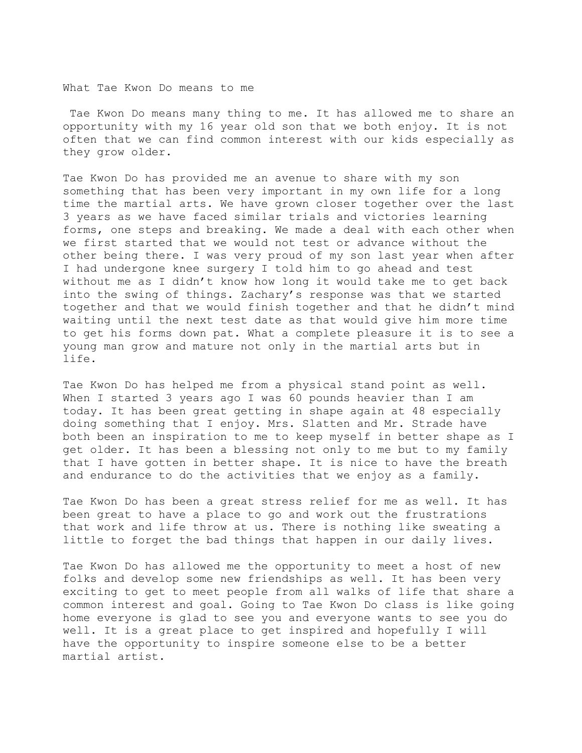# What Tae Kwon Do means to me

Tae Kwon Do means many thing to me. It has allowed me to share an opportunity with my 16 year old son that we both enjoy. It is not often that we can find common interest with our kids especially as they grow older.

Tae Kwon Do has provided me an avenue to share with my son something that has been very important in my own life for a long time the martial arts. We have grown closer together over the last 3 years as we have faced similar trials and victories learning forms, one steps and breaking. We made a deal with each other when we first started that we would not test or advance without the other being there. I was very proud of my son last year when after I had undergone knee surgery I told him to go ahead and test without me as I didn't know how long it would take me to get back into the swing of things. Zachary's response was that we started together and that we would finish together and that he didn't mind waiting until the next test date as that would give him more time to get his forms down pat. What a complete pleasure it is to see a young man grow and mature not only in the martial arts but in life.

Tae Kwon Do has helped me from a physical stand point as well. When I started 3 years ago I was 60 pounds heavier than I am today. It has been great getting in shape again at 48 especially doing something that I enjoy. Mrs. Slatten and Mr. Strade have both been an inspiration to me to keep myself in better shape as I get older. It has been a blessing not only to me but to my family that I have gotten in better shape. It is nice to have the breath and endurance to do the activities that we enjoy as a family.

Tae Kwon Do has been a great stress relief for me as well. It has been great to have a place to go and work out the frustrations that work and life throw at us. There is nothing like sweating a little to forget the bad things that happen in our daily lives.

Tae Kwon Do has allowed me the opportunity to meet a host of new folks and develop some new friendships as well. It has been very exciting to get to meet people from all walks of life that share a common interest and goal. Going to Tae Kwon Do class is like going home everyone is glad to see you and everyone wants to see you do well. It is a great place to get inspired and hopefully I will have the opportunity to inspire someone else to be a better martial artist.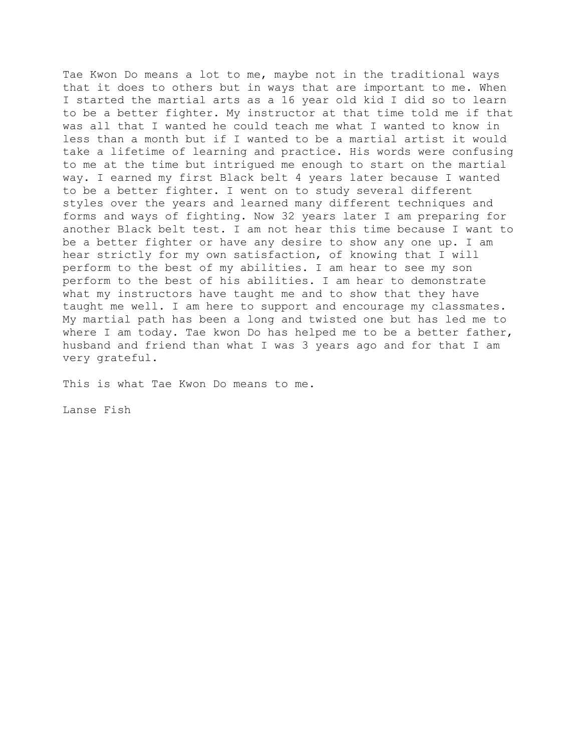Tae Kwon Do means a lot to me, maybe not in the traditional ways that it does to others but in ways that are important to me. When I started the martial arts as a 16 year old kid I did so to learn to be a better fighter. My instructor at that time told me if that was all that I wanted he could teach me what I wanted to know in less than a month but if I wanted to be a martial artist it would take a lifetime of learning and practice. His words were confusing to me at the time but intrigued me enough to start on the martial way. I earned my first Black belt 4 years later because I wanted to be a better fighter. I went on to study several different styles over the years and learned many different techniques and forms and ways of fighting. Now 32 years later I am preparing for another Black belt test. I am not hear this time because I want to be a better fighter or have any desire to show any one up. I am hear strictly for my own satisfaction, of knowing that I will perform to the best of my abilities. I am hear to see my son perform to the best of his abilities. I am hear to demonstrate what my instructors have taught me and to show that they have taught me well. I am here to support and encourage my classmates. My martial path has been a long and twisted one but has led me to where I am today. Tae kwon Do has helped me to be a better father, husband and friend than what I was 3 years ago and for that I am very grateful.

This is what Tae Kwon Do means to me.

Lanse Fish